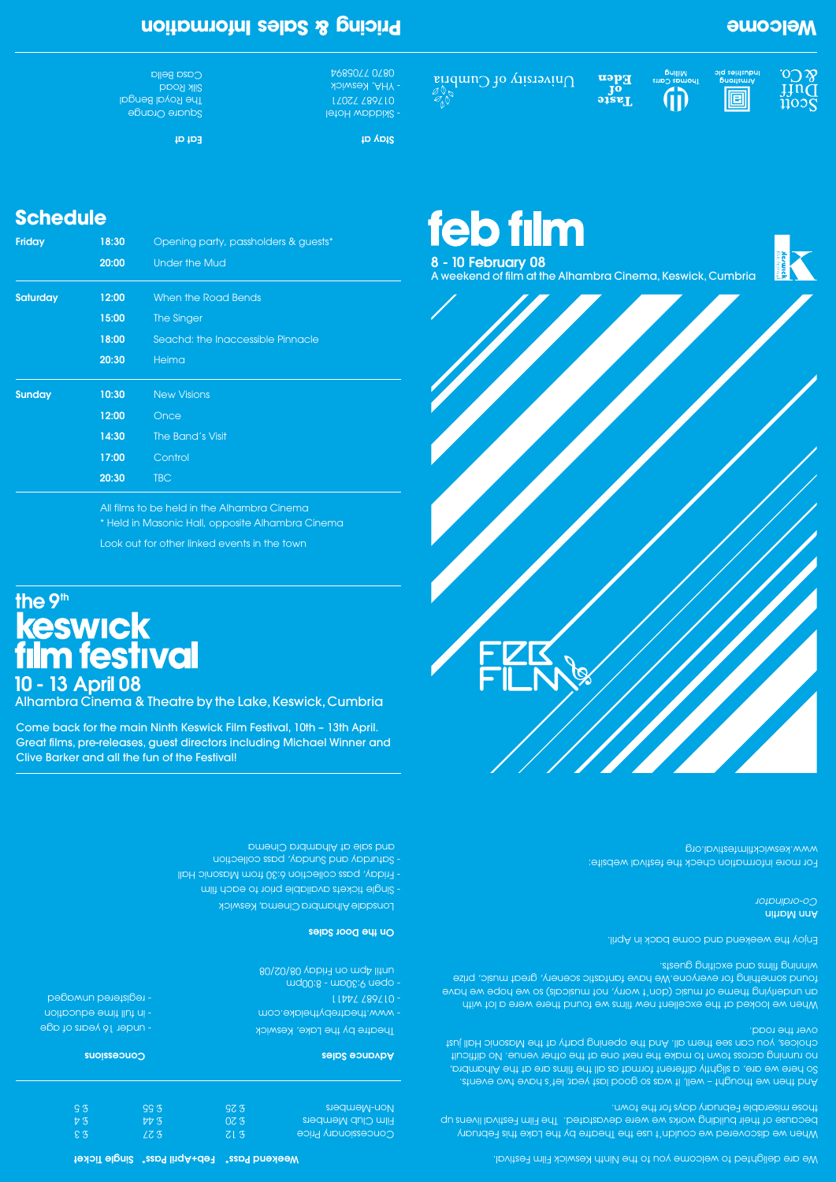# Welcome

We are delighted to welcome you to the Ninth Keswick Film Festival.

When we discovered we couldn't use the Theatre by the Lake this February because of their building works we were devastated. The Film Festival livens up those miserable February days for the town.

And then we thought – well, it was so good last year, let's have two events. So here we are, a slightly different format as all the films are at the Alhambra, no running across town to make the next one at the other venue. No difficult choices, you can see them all. And the opening party at the Masonic Hall just over the road.

When we looked at the excellent new films we found there were a lot with an underlying theme of music (don't worry, not musicals) so we hope we have found something for everyone. We have fantastic scenery, great music, prize winning films and exciting guests.

Enjoy the weekend and come back in April.

Ann Martin
*Co-ordinator*

For more information check the festival website:
www.keswickfilmfestival.org

# Pricing & Sales Information

| | Weekend Pass* | Feb+April Pass* | Single Ticket |
|---|---|---|---|
| Concessionary Price | £ 17 | £ 27 | £ 3 |
| Film Club Members | £ 20 | £ 44 | £ 4 |
| Non-Members | £ 25 | £ 55 | £ 5 |

**Advance Sales**

Theatre by the Lake, Keswick
- www.theatrebythelake.com
- 017687 74411
- open 9:30am - 8:00pm until 4pm on Friday 08/02/08

**On the Door Sales**

Lonsdale Alhambra Cinema, Keswick
- Single tickets available prior to each film
- Friday, pass collection 6:30 from Masonic Hall
- Saturday and Sunday, pass collection and sale at Alhambra Cinema

**Concessions**

- under 16 years of age
- in full time education
- registered unwaged

**Stay at**

- Skiddaw Hotel 017687 72071
- YHA, Keswick 0870 7705894

**Eat at**

Square Orange
The Royal Bengal
Silk Road
Casa Bella

Scott Duff & Co. | Armstrong Industries plc | Thomas Carrs Milling | Taste of Eden | University of Cumbria

# feb film

**8 - 10 February 08**
A weekend of film at the Alhambra Cinema, Keswick, Cumbria

FEB FILM

# Schedule

| | | |
|---|---|---|
| **Friday** | **18:30** | Opening party, passholders & guests* |
| | **20:00** | Under the Mud |
| **Saturday** | **12:00** | When the Road Bends |
| | **15:00** | The Singer |
| | **18:00** | Seachd: the Inaccessible Pinnacle |
| | **20:30** | Heima |
| **Sunday** | **10:30** | New Visions |
| | **12:00** | Once |
| | **14:30** | The Band's Visit |
| | **17:00** | Control |
| | **20:30** | TBC |

All films to be held in the Alhambra Cinema
\* Held in Masonic Hall, opposite Alhambra Cinema

Look out for other linked events in the town

## the 9th keswick film festival

**10 - 13 April 08**
Alhambra Cinema & Theatre by the Lake, Keswick, Cumbria

Come back for the main Ninth Keswick Film Festival, 10th – 13th April. Great films, pre-releases, guest directors including Michael Winner and Clive Barker and all the fun of the Festival!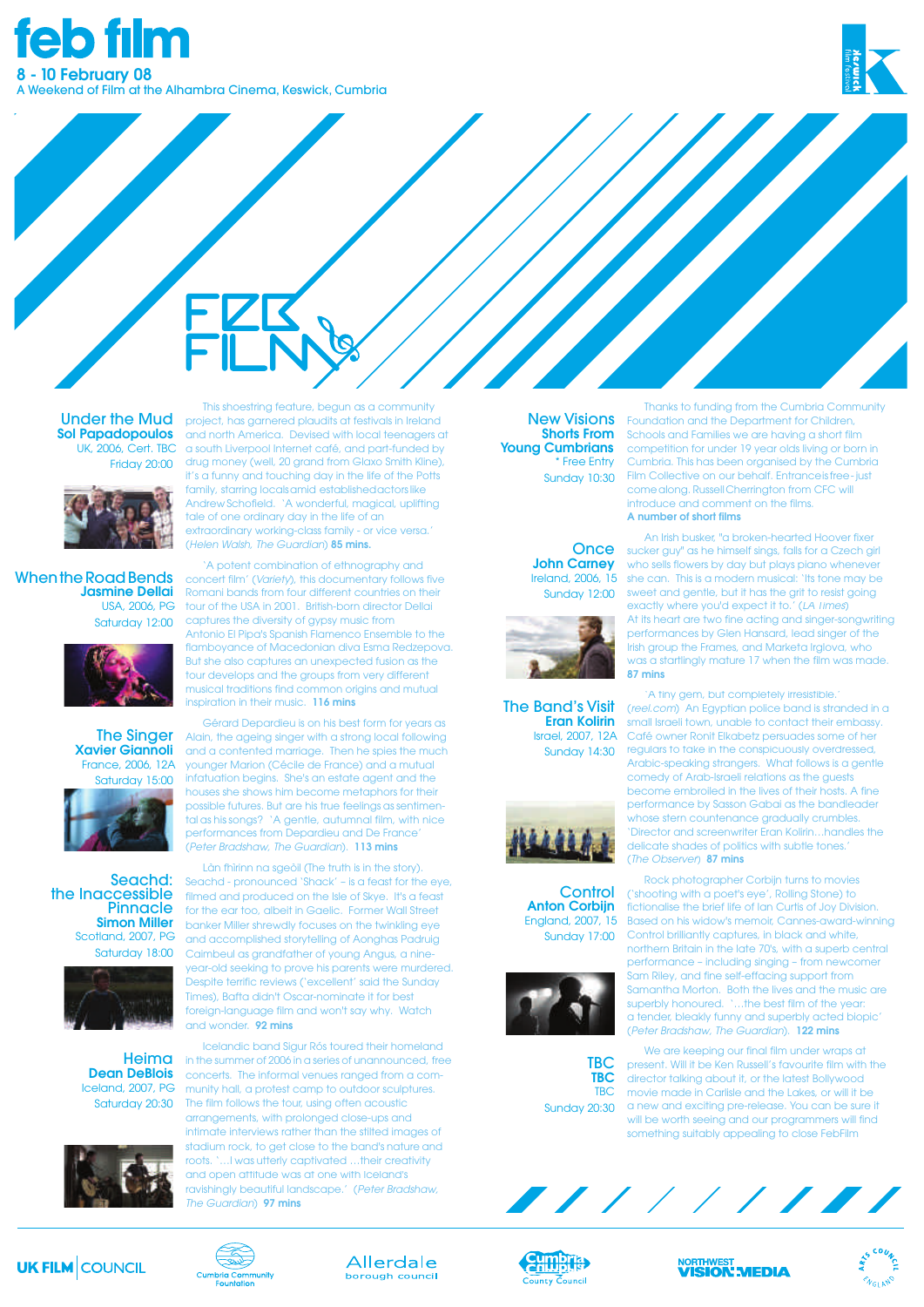# feb film

**8 - 10 February 08**

A Weekend of Film at the Alhambra Cinema, Keswick, Cumbria

Keswick film festival

FEB FILM

## Under the Mud
**Sol Papadopoulos**
UK, 2006, Cert. TBC
Friday 20:00

This shoestring feature, begun as a community project, has garnered plaudits at festivals in Ireland and north America. Devised with local teenagers at a south Liverpool Internet café, and part-funded by drug money (well, 20 grand from Glaxo Smith Kline), it's a funny and touching day in the life of the Potts family, starring locals amid established actors like Andrew Schofield. 'A wonderful, magical, uplifting tale of one extraordinary working-class family - or vice versa.' (*Helen Walsh, The Guardian*) **85 mins.**

## When the Road Bends
**Jasmine Dellal**
USA, 2006, PG
Saturday 12:00

'A potent combination of ethnography and concert film' (*Variety*), this documentary follows five Romani bands from four different countries on their tour of the USA in 2001. British-born director Dellal captures the diversity of gypsy music from Antonio El Pipa's Spanish Flamenco Ensemble to the flamboyance of Macedonian diva Esma Redzepova. But she also captures an unexpected fusion as the tour develops and the groups from very different musical traditions find common origins and mutual inspiration in their music. **116 mins**

## The Singer
**Xavier Giannoli**
France, 2006, 12A
Saturday 15:00

Gérard Depardieu is on his best form for years as Alain, the ageing singer with a strong local following and a contented marriage. Then he spies the much younger Marion (Cécile de France) and a mutual infatuation begins. She's an estate agent and the houses she shows him become metaphors for their possible futures. But are his true feelings as sentimental as his songs? 'A gentle, autumnal film, with nice performances from Depardieu and De France' (*Peter Bradshaw, The Guardian*). **113 mins**

## Seachd: the Inaccessible Pinnacle
**Simon Miller**
Scotland, 2007, PG
Saturday 18:00

Làn fhìrinn na sgeòil (The truth is in the story). Seachd - pronounced 'Shack' - is a feast for the eye, filmed and produced on the Isle of Skye. It's a feast for the ear too, albeit in Gaelic. Former Wall Street banker Miller shrewdly focuses on the twinkling eye and accomplished storytelling of Aonghas Padruig Caimbeul as grandfather of young Angus, a nine-year-old seeking to prove his parents were murdered. Despite terrific reviews ('excellent' said the Sunday Times), Bafta didn't Oscar-nominate it for best foreign-language film and won't say why. Watch and wonder. **92 mins**

## Heima
**Dean DeBlois**
Iceland, 2007, PG
Saturday 20:30

Icelandic band Sigur Rós toured their homeland in the summer of 2006 in a series of unannounced, free concerts. The informal venues ranged from a community hall, a protest camp to outdoor sculptures. The film follows the tour, using often acoustic arrangements, with prolonged close-ups and intimate interviews rather than the stilted images of stadium rock, to get close to the band's nature and roots. '…I was utterly captivated …their creativity and open attitude was at one with Iceland's ravishingly beautiful landscape.' (*Peter Bradshaw, The Guardian*) **97 mins**

## New Visions Shorts From Young Cumbrians
\* Free Entry
Sunday 10:30

Thanks to funding from the Cumbria Community Foundation and the Department for Children, Schools and Families we are having a short film competition for under 19 year olds living or born in Cumbria. This has been organised by the Cumbria Film Collective on our behalf. Entrance is free - just come along. Russell Cherrington from CFC will introduce and comment on the films.
**A number of short films**

## Once
**John Carney**
Ireland, 2006, 15
Sunday 12:00

An Irish busker, "a broken-hearted Hoover fixer sucker guy" as he himself sings, falls for a Czech girl who sells flowers by day but plays piano whenever she can. This is a modern musical: 'Its tone may be sweet and gentle, but it has the grit to resist going exactly where you'd expect it to.' (*LA Times*) At its heart are two fine acting and singer-songwriting performances by Glen Hansard, lead singer of the Irish group the Frames, and Marketa Irglova, who was a startlingly mature 17 when the film was made. **87 mins**

## The Band's Visit
**Eran Kolirin**
Israel, 2007, 12A
Sunday 14:30

'A tiny gem, but completely irresistible.' (*reel.com*) An Egyptian police band is stranded in a small Israeli town, unable to contact their embassy. Café owner Ronit Elkabetz persuades some of her regulars to take in the conspicuously overdressed, Arabic-speaking strangers. What follows is a gentle comedy of Arab-Israeli relations as the guests become embroiled in the lives of their hosts. A fine performance by Sasson Gabai as the bandleader whose stern countenance gradually crumbles. 'Director and screenwriter Eran Kolirin…handles the delicate shades of politics with subtle tones.' (*The Observer*) **87 mins**

## Control
**Anton Corbijn**
England, 2007, 15
Sunday 17:00

Rock photographer Corbijn turns to movies ('shooting with a poet's eye', Rolling Stone) to fictionalise the brief life of Ian Curtis of Joy Division. Based on his widow's memoir, Cannes-award-winning Control brilliantly captures, in black and white, northern Britain in the late 70's, with a superb central performance – including singing - from newcomer Sam Riley, and fine self-effacing support from Samantha Morton. Both the lives and the music are superbly honoured. '…the best film of the year: a tender, bleakly funny and superbly acted biopic' (*Peter Bradshaw, The Guardian*). **122 mins**

## TBC
**TBC**
TBC
Sunday 20:30

We are keeping our final film under wraps at present. Will it be Ken Russell's favourite film with the director talking about it, or the latest Bollywood movie made in Carlisle and the Lakes, or will it be a new and exciting pre-release. You can be sure it will be worth seeing and our programmers will find something suitably appealing to close FebFilm

UK FILM COUNCIL | Cumbria Community Foundation | Allerdale borough council | Cumbria County Council | NORTHWEST VISION+MEDIA | ARTS COUNCIL ENGLAND